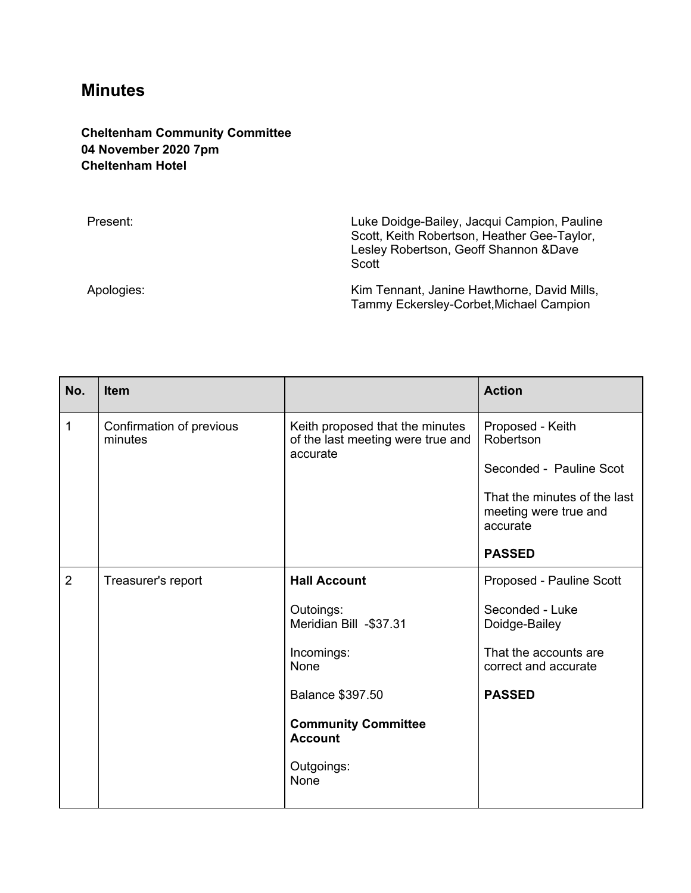# Minutes

**Cheltenham Community Committee**
**04 November 2020 7pm**
**Cheltenham Hotel**

Present: Luke Doidge-Bailey, Jacqui Campion, Pauline Scott, Keith Robertson, Heather Gee-Taylor, Lesley Robertson, Geoff Shannon &Dave Scott

Apologies: Kim Tennant, Janine Hawthorne, David Mills, Tammy Eckersley-Corbet,Michael Campion

| No. | Item | | Action |
|---|---|---|---|
| 1 | Confirmation of previous minutes | Keith proposed that the minutes of the last meeting were true and accurate | Proposed - Keith Robertson<br><br>Seconded - Pauline Scot<br><br>That the minutes of the last meeting were true and accurate<br><br>**PASSED** |
| 2 | Treasurer's report | **Hall Account**<br><br>Outoings:<br>Meridian Bill -$37.31<br><br>Incomings:<br>None<br><br>Balance $397.50<br><br>**Community Committee Account**<br><br>Outgoings:<br>None | Proposed - Pauline Scott<br><br>Seconded - Luke Doidge-Bailey<br><br>That the accounts are correct and accurate<br><br>**PASSED** |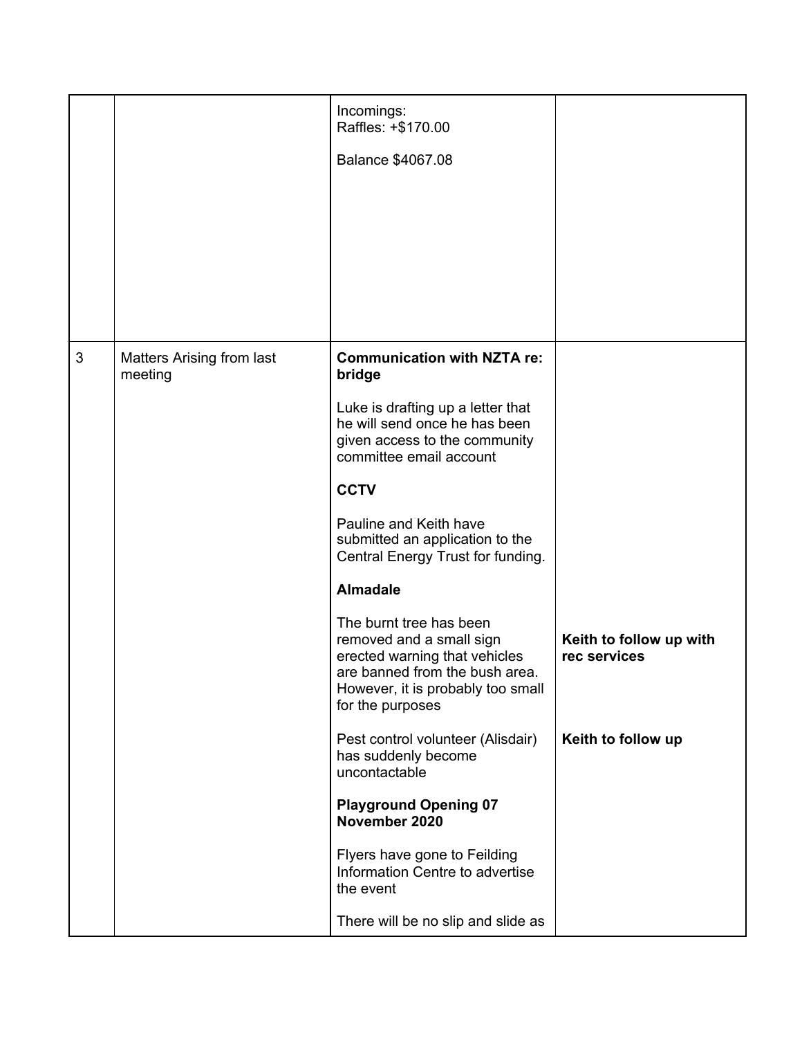| | | | |
|---|---|---|---|
| | | Incomings:<br>Raffles: +$170.00<br><br>Balance $4067.08 | |
| 3 | Matters Arising from last meeting | **Communication with NZTA re: bridge**<br><br>Luke is drafting up a letter that he will send once he has been given access to the community committee email account<br><br>**CCTV**<br><br>Pauline and Keith have submitted an application to the Central Energy Trust for funding.<br><br>**Almadale**<br><br>The burnt tree has been removed and a small sign erected warning that vehicles are banned from the bush area. However, it is probably too small for the purposes<br><br>Pest control volunteer (Alisdair) has suddenly become uncontactable<br><br>**Playground Opening 07 November 2020**<br><br>Flyers have gone to Feilding Information Centre to advertise the event<br><br>There will be no slip and slide as | **Keith to follow up with rec services**<br><br>**Keith to follow up** |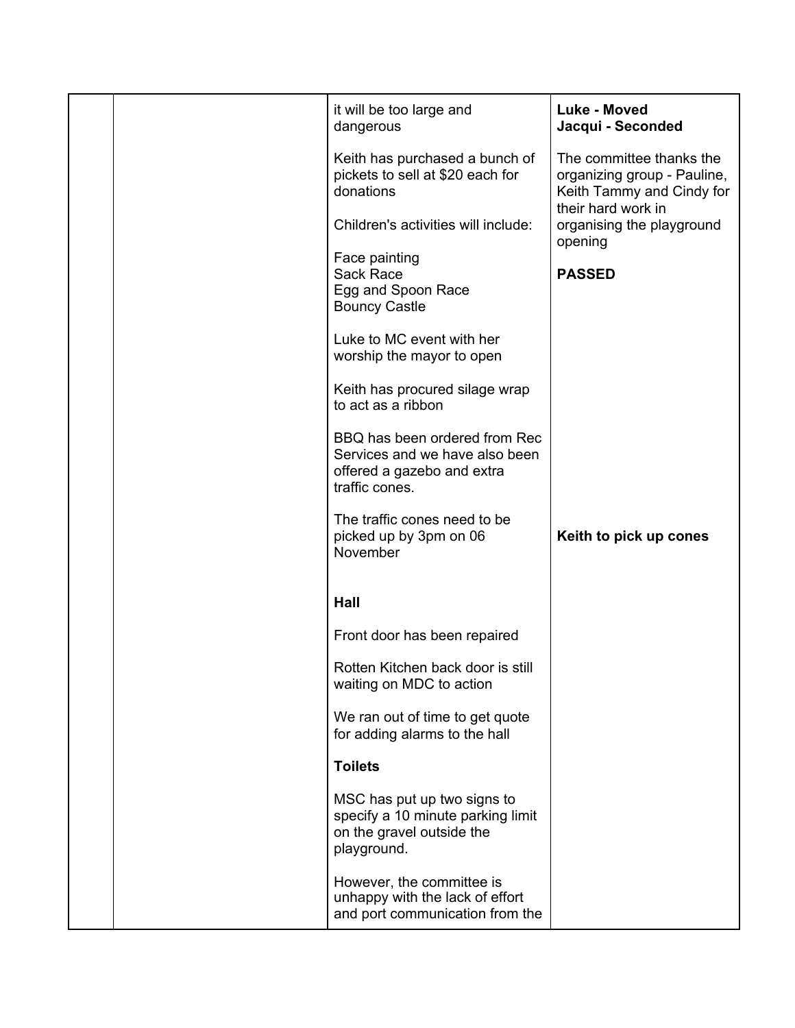| | | | |
|---|---|---|---|
| | | it will be too large and dangerous<br><br>Keith has purchased a bunch of pickets to sell at $20 each for donations<br><br>Children's activities will include:<br><br>Face painting<br>Sack Race<br>Egg and Spoon Race<br>Bouncy Castle<br><br>Luke to MC event with her worship the mayor to open<br><br>Keith has procured silage wrap to act as a ribbon<br><br>BBQ has been ordered from Rec Services and we have also been offered a gazebo and extra traffic cones.<br><br>The traffic cones need to be picked up by 3pm on 06 November<br><br>**Hall**<br><br>Front door has been repaired<br><br>Rotten Kitchen back door is still waiting on MDC to action<br><br>We ran out of time to get quote for adding alarms to the hall<br><br>**Toilets**<br><br>MSC has put up two signs to specify a 10 minute parking limit on the gravel outside the playground.<br><br>However, the committee is unhappy with the lack of effort and port communication from the | **Luke - Moved**<br>**Jacqui - Seconded**<br><br>The committee thanks the organizing group - Pauline, Keith Tammy and Cindy for their hard work in organising the playground opening<br><br>**PASSED**<br><br>**Keith to pick up cones** |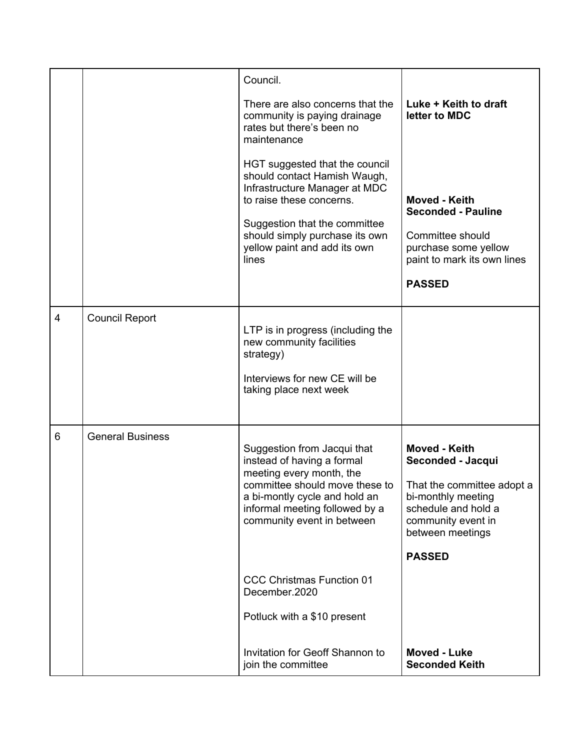| | | | |
|---|---|---|---|
| | | Council.<br><br>There are also concerns that the community is paying drainage rates but there's been no maintenance<br><br>HGT suggested that the council should contact Hamish Waugh, Infrastructure Manager at MDC to raise these concerns.<br><br>Suggestion that the committee should simply purchase its own yellow paint and add its own lines | **Luke + Keith to draft letter to MDC**<br><br>**Moved - Keith**<br>**Seconded - Pauline**<br><br>Committee should purchase some yellow paint to mark its own lines<br><br>**PASSED** |
| 4 | Council Report | LTP is in progress (including the new community facilities strategy)<br><br>Interviews for new CE will be taking place next week | |
| 6 | General Business | Suggestion from Jacqui that instead of having a formal meeting every month, the committee should move these to a bi-montly cycle and hold an informal meeting followed by a community event in between<br><br>CCC Christmas Function 01 December.2020<br><br>Potluck with a $10 present<br><br>Invitation for Geoff Shannon to join the committee | **Moved - Keith**<br>**Seconded - Jacqui**<br><br>That the committee adopt a bi-monthly meeting schedule and hold a community event in between meetings<br><br>**PASSED**<br><br>**Moved - Luke**<br>**Seconded Keith** |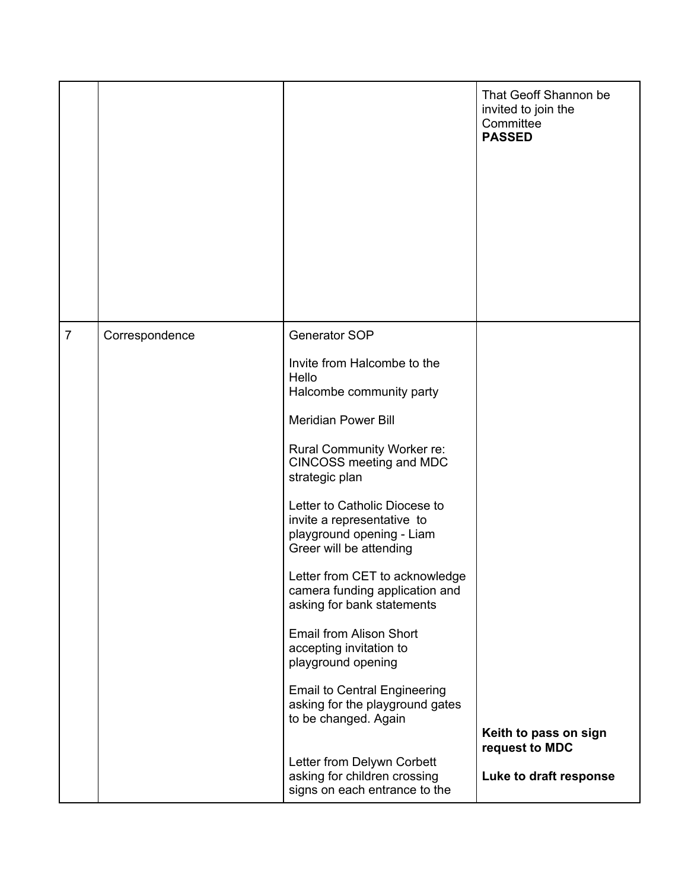|  |  |  |  |
|---|---|---|---|
|  |  |  | That Geoff Shannon be invited to join the Committee **PASSED** |
| 7 | Correspondence | Generator SOP<br><br>Invite from Halcombe to the Hello Halcombe community party<br><br>Meridian Power Bill<br><br>Rural Community Worker re: CINCOSS meeting and MDC strategic plan<br><br>Letter to Catholic Diocese to invite a representative to playground opening - Liam Greer will be attending<br><br>Letter from CET to acknowledge camera funding application and asking for bank statements<br><br>Email from Alison Short accepting invitation to playground opening<br><br>Email to Central Engineering asking for the playground gates to be changed. Again<br><br>Letter from Delywn Corbett asking for children crossing signs on each entrance to the | **Keith to pass on sign request to MDC**<br><br>**Luke to draft response** |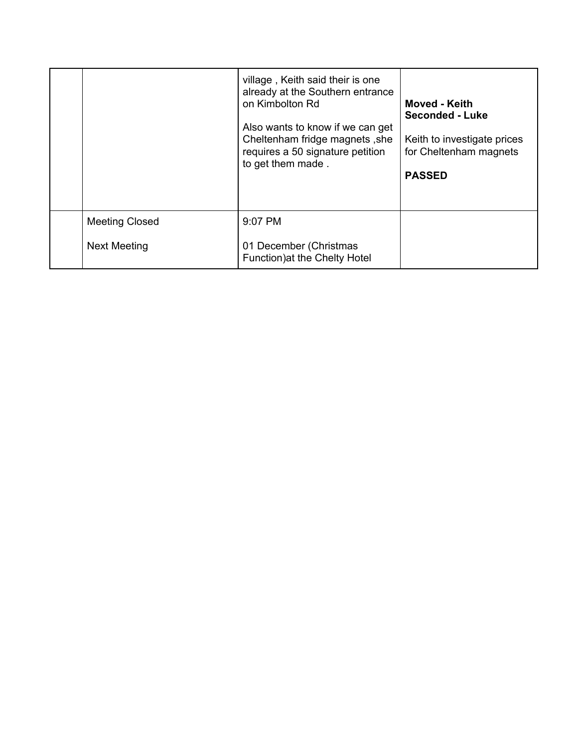| | | | |
|---|---|---|---|
| | | village , Keith said their is one already at the Southern entrance on Kimbolton Rd<br><br>Also wants to know if we can get Cheltenham fridge magnets ,she requires a 50 signature petition to get them made . | **Moved - Keith**<br>**Seconded - Luke**<br><br>Keith to investigate prices for Cheltenham magnets<br><br>**PASSED** |
| | Meeting Closed<br><br>Next Meeting | 9:07 PM<br><br>01 December (Christmas Function)at the Chelty Hotel | |